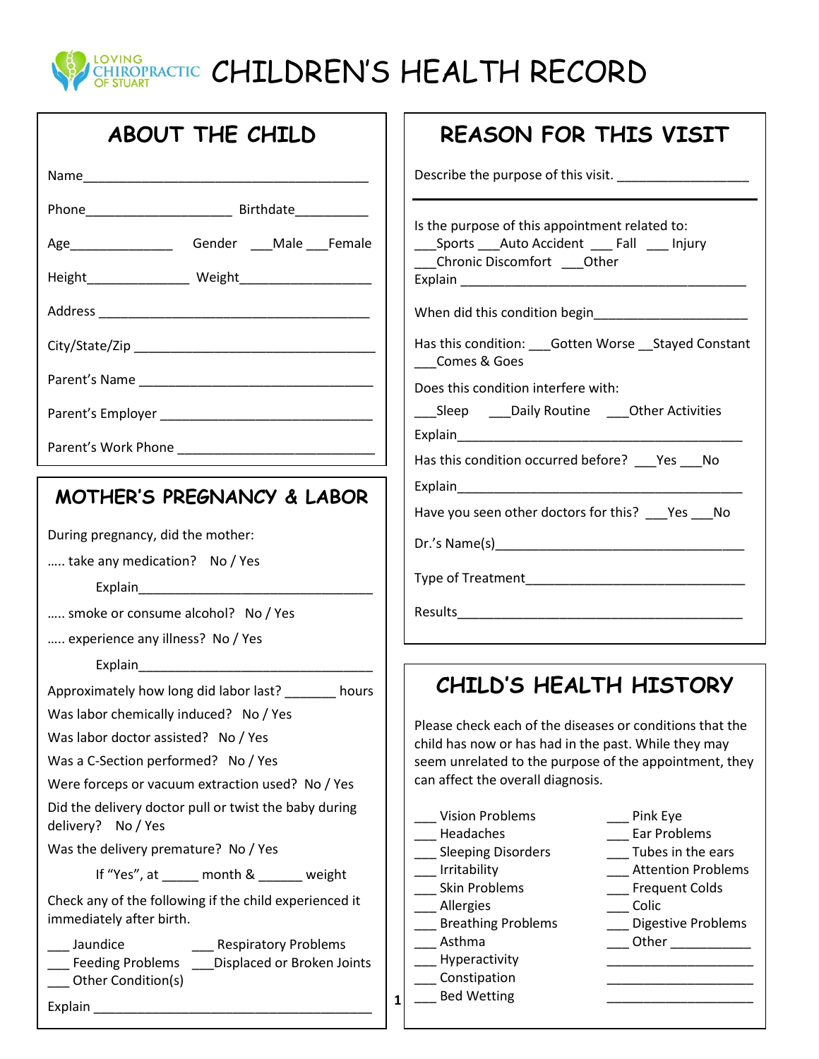LOVING CHIROPRACTIC OF STUART

# CHILDREN'S HEALTH RECORD

## ABOUT THE CHILD

Name_________________________________________

Phone____________________ Birthdate__________

Age______________ Gender ___Male ___Female

Height______________ Weight__________________

Address ______________________________________

City/State/Zip __________________________________

Parent's Name _________________________________

Parent's Employer ______________________________

Parent's Work Phone ____________________________

## MOTHER'S PREGNANCY & LABOR

During pregnancy, did the mother:

….. take any medication? No / Yes

Explain________________________________

….. smoke or consume alcohol? No / Yes

….. experience any illness? No / Yes

Explain________________________________

Approximately how long did labor last? _______ hours

Was labor chemically induced? No / Yes

Was labor doctor assisted? No / Yes

Was a C-Section performed? No / Yes

Were forceps or vacuum extraction used? No / Yes

Did the delivery doctor pull or twist the baby during delivery? No / Yes

Was the delivery premature? No / Yes

If "Yes", at _____ month & ______ weight

Check any of the following if the child experienced it immediately after birth.

___ Jaundice
___ Respiratory Problems
___ Feeding Problems
___Displaced or Broken Joints
___ Other Condition(s)

Explain ______________________________________

## REASON FOR THIS VISIT

Describe the purpose of this visit. __________________

Is the purpose of this appointment related to:
___Sports ___Auto Accident ___ Fall ___ Injury
___Chronic Discomfort ___Other
Explain ________________________________________

When did this condition begin_____________________

Has this condition: ___Gotten Worse __Stayed Constant ___Comes & Goes

Does this condition interfere with:

___Sleep ___Daily Routine ___Other Activities

Explain_______________________________________

Has this condition occurred before? ___Yes ___No

Explain_______________________________________

Have you seen other doctors for this? ___Yes ___No

Dr.'s Name(s)__________________________________

Type of Treatment______________________________

Results_______________________________________

## CHILD'S HEALTH HISTORY

Please check each of the diseases or conditions that the child has now or has had in the past. While they may seem unrelated to the purpose of the appointment, they can affect the overall diagnosis.

___ Vision Problems
___ Headaches
___ Sleeping Disorders
___ Irritability
___ Skin Problems
___ Allergies
___ Breathing Problems
___ Asthma
___ Hyperactivity
___ Constipation
___ Bed Wetting
___ Pink Eye
___ Ear Problems
___ Tubes in the ears
___ Attention Problems
___ Frequent Colds
___ Colic
___ Digestive Problems
___ Other ___________
____________________
____________________
____________________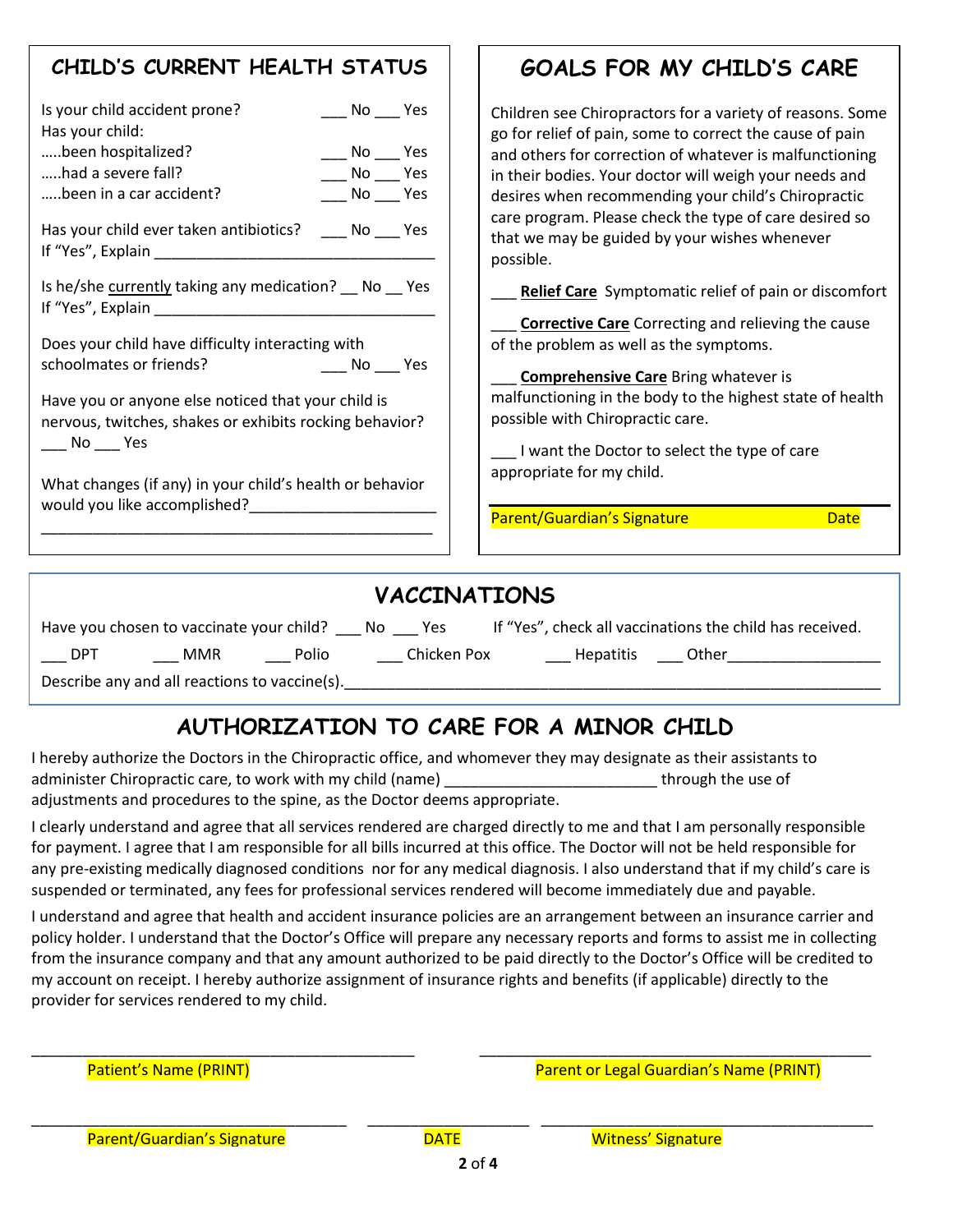## CHILD'S CURRENT HEALTH STATUS

Is your child accident prone? ___ No ___ Yes

Has your child:

.....been hospitalized? ___ No ___ Yes

.....had a severe fall? ___ No ___ Yes

.....been in a car accident? ___ No ___ Yes

Has your child ever taken antibiotics? ___ No ___ Yes

If "Yes", Explain ________________________________

Is he/she currently taking any medication? __ No __ Yes

If "Yes", Explain ________________________________

Does your child have difficulty interacting with schoolmates or friends? ___ No ___ Yes

Have you or anyone else noticed that your child is nervous, twitches, shakes or exhibits rocking behavior? ___ No ___ Yes

What changes (if any) in your child's health or behavior would you like accomplished?_____________________

_____________________________________________

## GOALS FOR MY CHILD'S CARE

Children see Chiropractors for a variety of reasons. Some go for relief of pain, some to correct the cause of pain and others for correction of whatever is malfunctioning in their bodies. Your doctor will weigh your needs and desires when recommending your child's Chiropractic care program. Please check the type of care desired so that we may be guided by your wishes whenever possible.

___ **Relief Care** Symptomatic relief of pain or discomfort

___ **Corrective Care** Correcting and relieving the cause of the problem as well as the symptoms.

___ **Comprehensive Care** Bring whatever is malfunctioning in the body to the highest state of health possible with Chiropractic care.

___ I want the Doctor to select the type of care appropriate for my child.

_____________________________________________

Parent/Guardian's Signature Date

## VACCINATIONS

Have you chosen to vaccinate your child? ___ No ___ Yes If "Yes", check all vaccinations the child has received.

___ DPT ___ MMR ___ Polio ___ Chicken Pox ___ Hepatitis ___ Other__________________

Describe any and all reactions to vaccine(s).______________________________________________________________

## AUTHORIZATION TO CARE FOR A MINOR CHILD

I hereby authorize the Doctors in the Chiropractic office, and whomever they may designate as their assistants to administer Chiropractic care, to work with my child (name) ________________________ through the use of adjustments and procedures to the spine, as the Doctor deems appropriate.

I clearly understand and agree that all services rendered are charged directly to me and that I am personally responsible for payment. I agree that I am responsible for all bills incurred at this office. The Doctor will not be held responsible for any pre-existing medically diagnosed conditions nor for any medical diagnosis. I also understand that if my child's care is suspended or terminated, any fees for professional services rendered will become immediately due and payable.

I understand and agree that health and accident insurance policies are an arrangement between an insurance carrier and policy holder. I understand that the Doctor's Office will prepare any necessary reports and forms to assist me in collecting from the insurance company and that any amount authorized to be paid directly to the Doctor's Office will be credited to my account on receipt. I hereby authorize assignment of insurance rights and benefits (if applicable) directly to the provider for services rendered to my child.

_____________________________________________ _____________________________________________

Patient's Name (PRINT) Parent or Legal Guardian's Name (PRINT)

_____________________________________ ___________________ ______________________________________

Parent/Guardian's Signature DATE Witness' Signature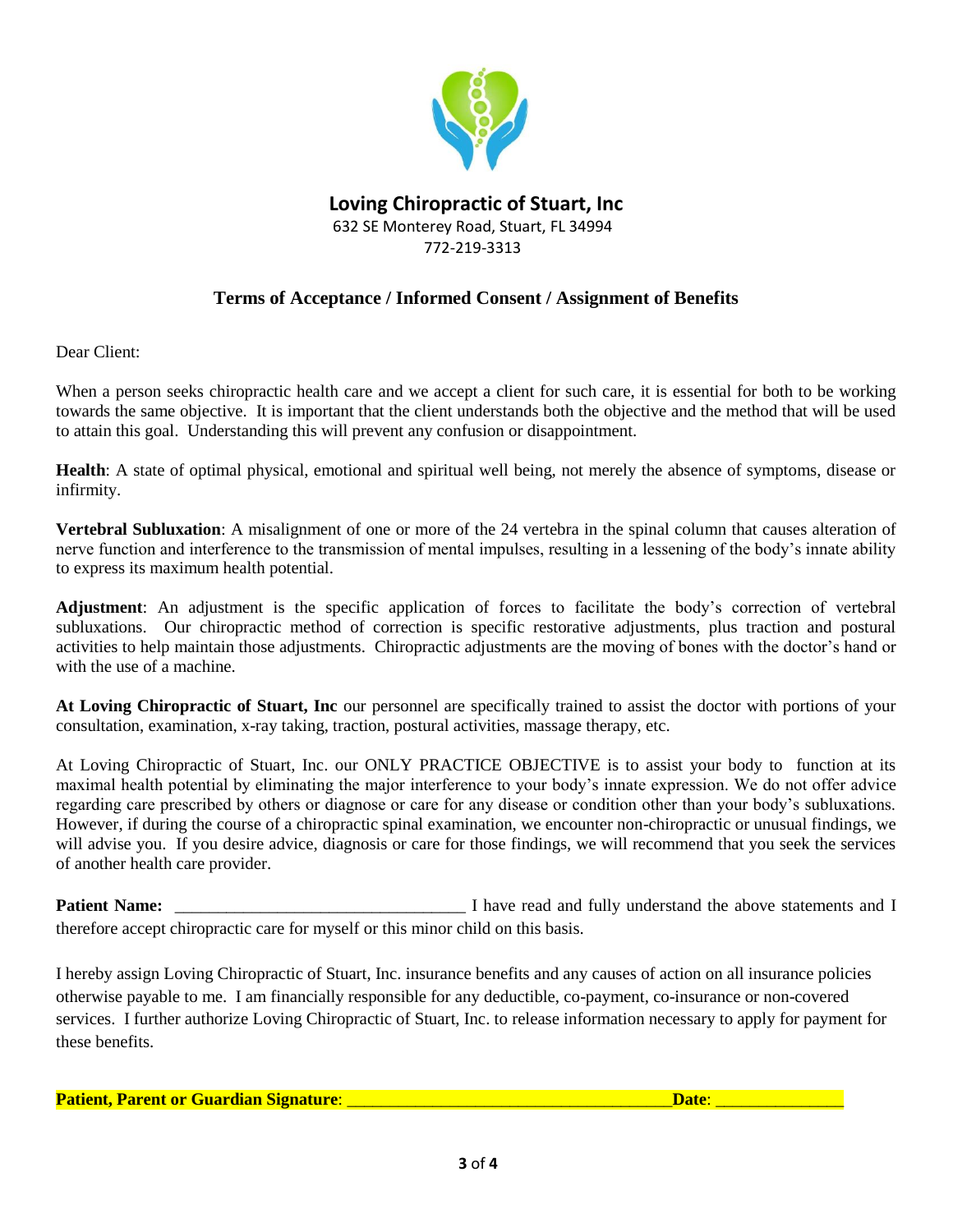## Loving Chiropractic of Stuart, Inc

632 SE Monterey Road, Stuart, FL 34994

772-219-3313

### Terms of Acceptance / Informed Consent / Assignment of Benefits

Dear Client:

When a person seeks chiropractic health care and we accept a client for such care, it is essential for both to be working towards the same objective. It is important that the client understands both the objective and the method that will be used to attain this goal. Understanding this will prevent any confusion or disappointment.

**Health**: A state of optimal physical, emotional and spiritual well being, not merely the absence of symptoms, disease or infirmity.

**Vertebral Subluxation**: A misalignment of one or more of the 24 vertebra in the spinal column that causes alteration of nerve function and interference to the transmission of mental impulses, resulting in a lessening of the body's innate ability to express its maximum health potential.

**Adjustment**: An adjustment is the specific application of forces to facilitate the body's correction of vertebral subluxations. Our chiropractic method of correction is specific restorative adjustments, plus traction and postural activities to help maintain those adjustments. Chiropractic adjustments are the moving of bones with the doctor's hand or with the use of a machine.

**At Loving Chiropractic of Stuart, Inc** our personnel are specifically trained to assist the doctor with portions of your consultation, examination, x-ray taking, traction, postural activities, massage therapy, etc.

At Loving Chiropractic of Stuart, Inc. our ONLY PRACTICE OBJECTIVE is to assist your body to function at its maximal health potential by eliminating the major interference to your body's innate expression. We do not offer advice regarding care prescribed by others or diagnose or care for any disease or condition other than your body's subluxations. However, if during the course of a chiropractic spinal examination, we encounter non-chiropractic or unusual findings, we will advise you. If you desire advice, diagnosis or care for those findings, we will recommend that you seek the services of another health care provider.

**Patient Name:** _________________________________ I have read and fully understand the above statements and I therefore accept chiropractic care for myself or this minor child on this basis.

I hereby assign Loving Chiropractic of Stuart, Inc. insurance benefits and any causes of action on all insurance policies otherwise payable to me. I am financially responsible for any deductible, co-payment, co-insurance or non-covered services. I further authorize Loving Chiropractic of Stuart, Inc. to release information necessary to apply for payment for these benefits.

**Patient, Parent or Guardian Signature**: _____________________________________**Date**: ______________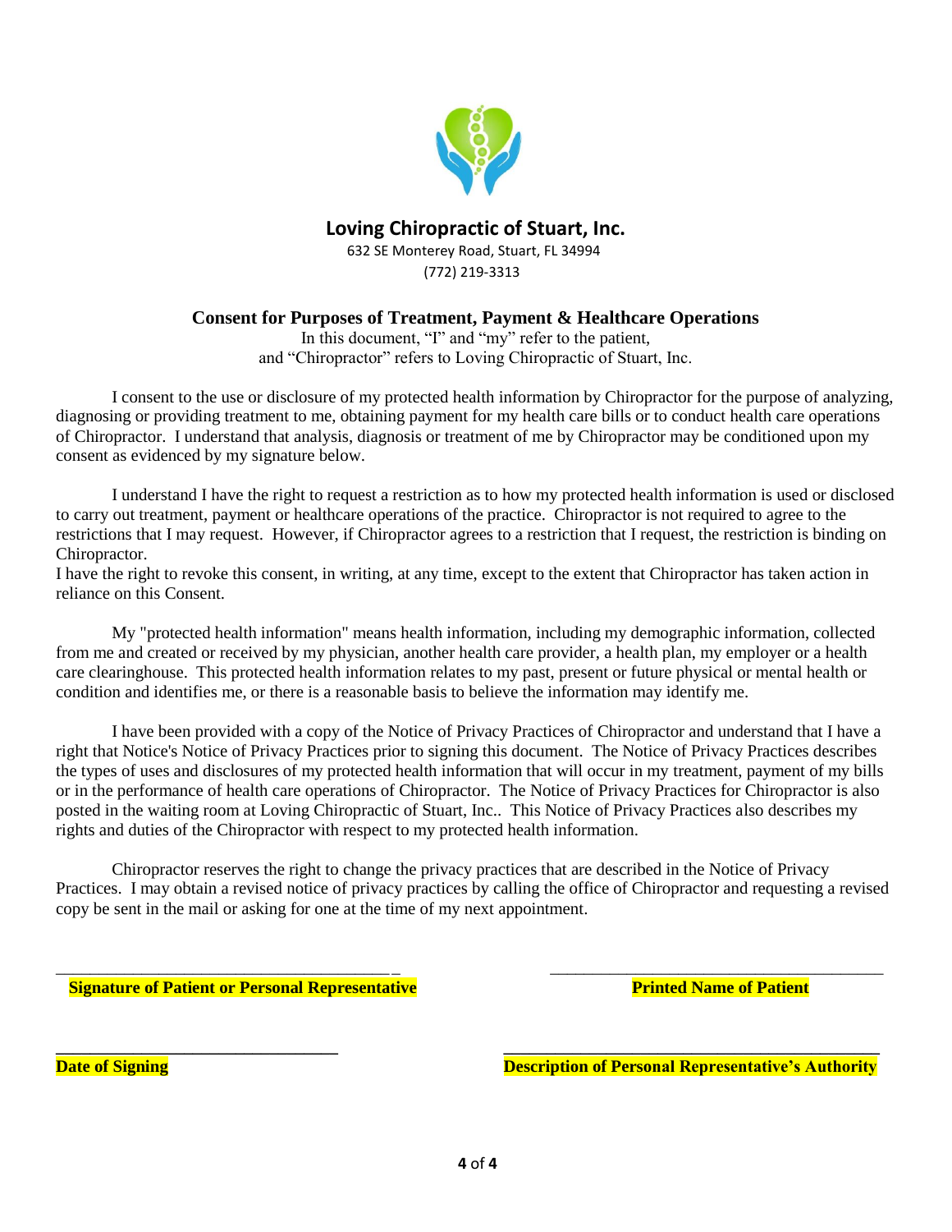## Loving Chiropractic of Stuart, Inc.

632 SE Monterey Road, Stuart, FL 34994
(772) 219-3313

### Consent for Purposes of Treatment, Payment & Healthcare Operations

In this document, "I" and "my" refer to the patient,
and "Chiropractor" refers to Loving Chiropractic of Stuart, Inc.

I consent to the use or disclosure of my protected health information by Chiropractor for the purpose of analyzing, diagnosing or providing treatment to me, obtaining payment for my health care bills or to conduct health care operations of Chiropractor. I understand that analysis, diagnosis or treatment of me by Chiropractor may be conditioned upon my consent as evidenced by my signature below.

I understand I have the right to request a restriction as to how my protected health information is used or disclosed to carry out treatment, payment or healthcare operations of the practice. Chiropractor is not required to agree to the restrictions that I may request. However, if Chiropractor agrees to a restriction that I request, the restriction is binding on Chiropractor.
I have the right to revoke this consent, in writing, at any time, except to the extent that Chiropractor has taken action in reliance on this Consent.

My "protected health information" means health information, including my demographic information, collected from me and created or received by my physician, another health care provider, a health plan, my employer or a health care clearinghouse. This protected health information relates to my past, present or future physical or mental health or condition and identifies me, or there is a reasonable basis to believe the information may identify me.

I have been provided with a copy of the Notice of Privacy Practices of Chiropractor and understand that I have a right that Notice's Notice of Privacy Practices prior to signing this document. The Notice of Privacy Practices describes the types of uses and disclosures of my protected health information that will occur in my treatment, payment of my bills or in the performance of health care operations of Chiropractor. The Notice of Privacy Practices for Chiropractor is also posted in the waiting room at Loving Chiropractic of Stuart, Inc.. This Notice of Privacy Practices also describes my rights and duties of the Chiropractor with respect to my protected health information.

Chiropractor reserves the right to change the privacy practices that are described in the Notice of Privacy Practices. I may obtain a revised notice of privacy practices by calling the office of Chiropractor and requesting a revised copy be sent in the mail or asking for one at the time of my next appointment.

________________________________________

**Signature of Patient or Personal Representative**

________________________________________

**Printed Name of Patient**

________________________________

**Date of Signing**

________________________________________

**Description of Personal Representative's Authority**